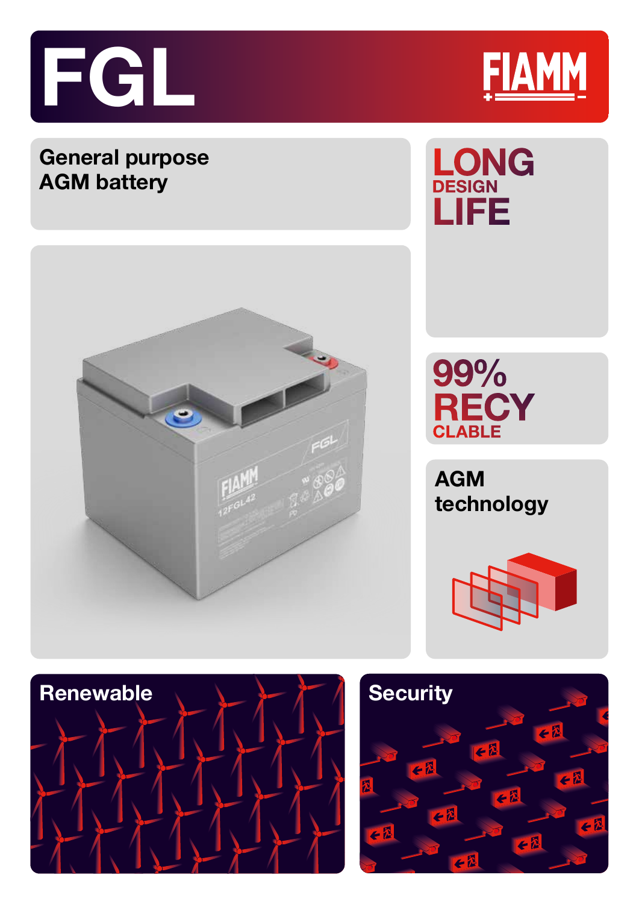# FGL

FIAMM

## General purpose AGM battery

**LONG DESIGN LIFE**

**99% RECYCLABLE**

**AGM technology**

**Renewable**

**Security**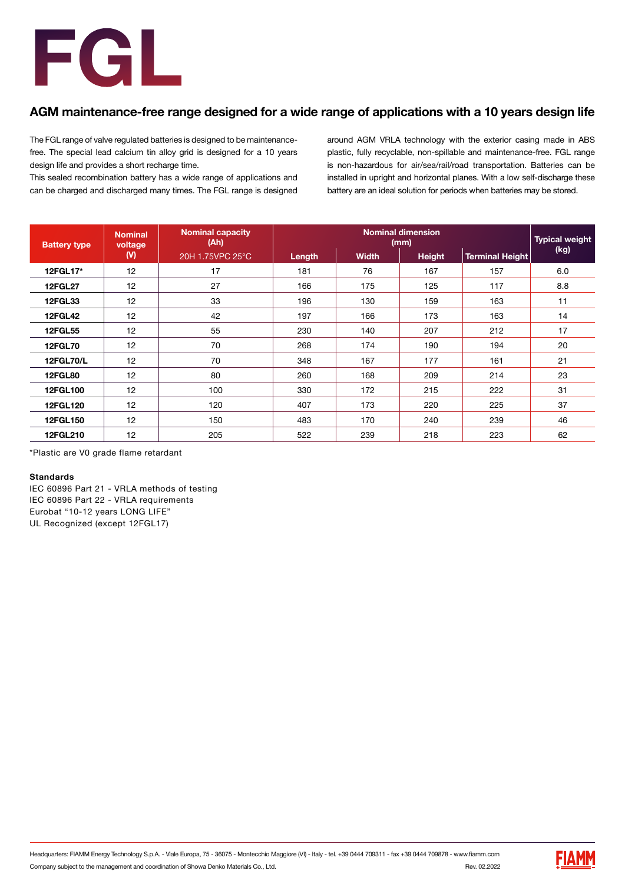# FGL

## AGM maintenance-free range designed for a wide range of applications with a 10 years design life

The FGL range of valve regulated batteries is designed to be maintenance-free. The special lead calcium tin alloy grid is designed for a 10 years design life and provides a short recharge time.
This sealed recombination battery has a wide range of applications and can be charged and discharged many times. The FGL range is designed around AGM VRLA technology with the exterior casing made in ABS plastic, fully recyclable, non-spillable and maintenance-free. FGL range is non-hazardous for air/sea/rail/road transportation. Batteries can be installed in upright and horizontal planes. With a low self-discharge these battery are an ideal solution for periods when batteries may be stored.

| Battery type | Nominal voltage (V) | Nominal capacity (Ah) | Nominal dimension (mm) | | | | Typical weight (kg) |
|---|---|---|---|---|---|---|---|
| | | 20H 1.75VPC 25°C | Length | Width | Height | Terminal Height | |
| **12FGL17*** | 12 | 17 | 181 | 76 | 167 | 157 | 6.0 |
| **12FGL27** | 12 | 27 | 166 | 175 | 125 | 117 | 8.8 |
| **12FGL33** | 12 | 33 | 196 | 130 | 159 | 163 | 11 |
| **12FGL42** | 12 | 42 | 197 | 166 | 173 | 163 | 14 |
| **12FGL55** | 12 | 55 | 230 | 140 | 207 | 212 | 17 |
| **12FGL70** | 12 | 70 | 268 | 174 | 190 | 194 | 20 |
| **12FGL70/L** | 12 | 70 | 348 | 167 | 177 | 161 | 21 |
| **12FGL80** | 12 | 80 | 260 | 168 | 209 | 214 | 23 |
| **12FGL100** | 12 | 100 | 330 | 172 | 215 | 222 | 31 |
| **12FGL120** | 12 | 120 | 407 | 173 | 220 | 225 | 37 |
| **12FGL150** | 12 | 150 | 483 | 170 | 240 | 239 | 46 |
| **12FGL210** | 12 | 205 | 522 | 239 | 218 | 223 | 62 |

*Plastic are V0 grade flame retardant

**Standards**
IEC 60896 Part 21 - VRLA methods of testing
IEC 60896 Part 22 - VRLA requirements
Eurobat "10-12 years LONG LIFE"
UL Recognized (except 12FGL17)

Headquarters: FIAMM Energy Technology S.p.A. - Viale Europa, 75 - 36075 - Montecchio Maggiore (VI) - Italy - tel. +39 0444 709311 - fax +39 0444 709878 - www.fiamm.com
Company subject to the management and coordination of Showa Denko Materials Co., Ltd.
Rev. 02.2022

FIAMM